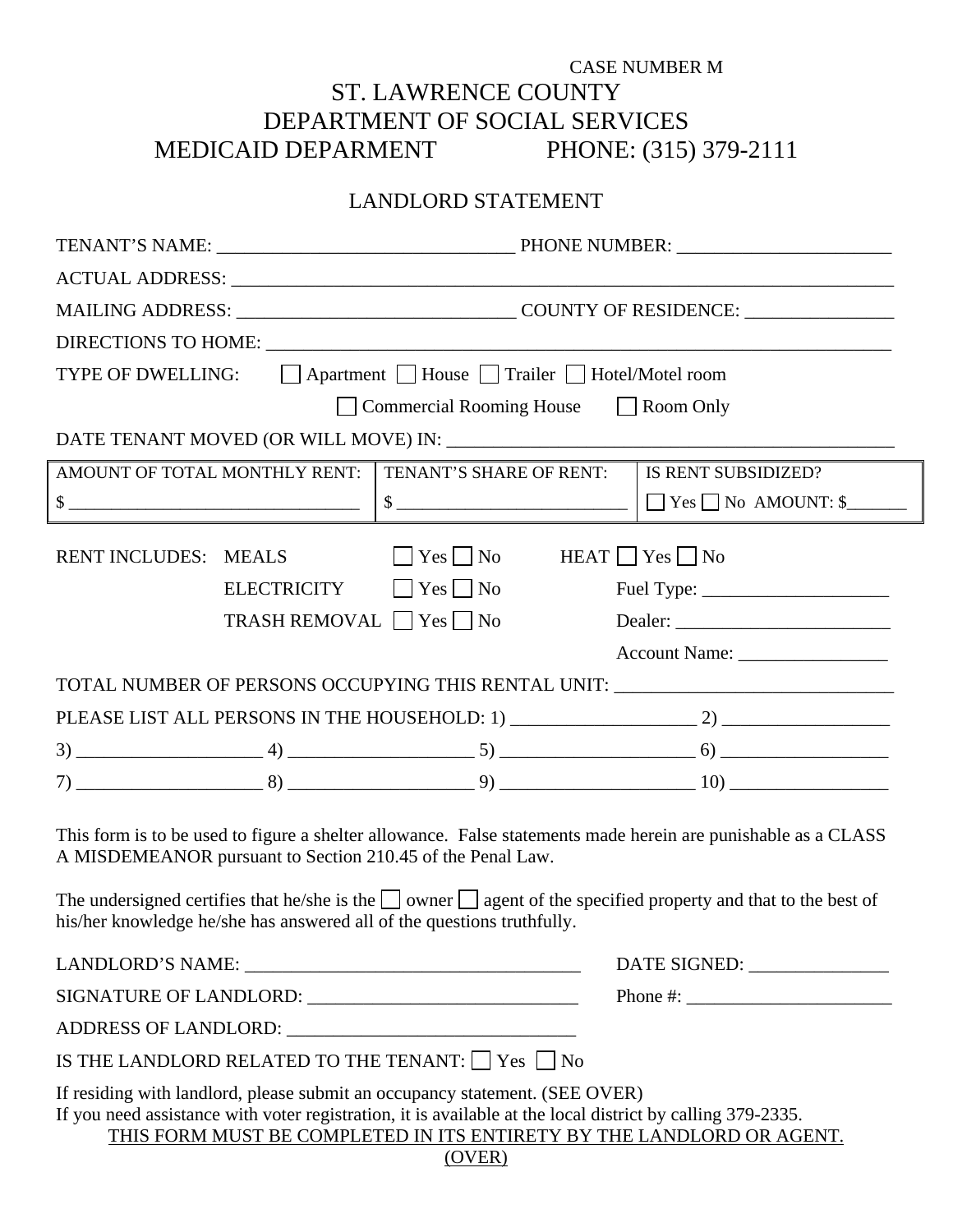CASE NUMBER M

# ST. LAWRENCE COUNTY
# DEPARTMENT OF SOCIAL SERVICES
# MEDICAID DEPARMENT PHONE: (315) 379-2111

## LANDLORD STATEMENT

TENANT'S NAME: _______________________________ PHONE NUMBER: ______________________

ACTUAL ADDRESS: _____________________________________________________________________

MAILING ADDRESS: _____________________________ COUNTY OF RESIDENCE: ________________

DIRECTIONS TO HOME: __________________________________________________________________

TYPE OF DWELLING: ☐ Apartment ☐ House ☐ Trailer ☐ Hotel/Motel room ☐ Commercial Rooming House ☐ Room Only

DATE TENANT MOVED (OR WILL MOVE) IN: ____________________________________________

| AMOUNT OF TOTAL MONTHLY RENT: | TENANT'S SHARE OF RENT: | IS RENT SUBSIDIZED? |
|---|---|---|
| $ _______________________________ | $ _________________________ | ☐ Yes ☐ No AMOUNT: $_______ |

RENT INCLUDES:

- MEALS ☐ Yes ☐ No
- ELECTRICITY ☐ Yes ☐ No
- TRASH REMOVAL ☐ Yes ☐ No
- HEAT ☐ Yes ☐ No
  - Fuel Type: ___________________
  - Dealer: ______________________
  - Account Name: ________________

TOTAL NUMBER OF PERSONS OCCUPYING THIS RENTAL UNIT: ______________________________

PLEASE LIST ALL PERSONS IN THE HOUSEHOLD: 1) ___________________ 2) _________________

3) ___________________ 4) ___________________ 5) ____________________ 6) _________________

7) ___________________ 8) ___________________ 9) ____________________ 10) ________________

This form is to be used to figure a shelter allowance. False statements made herein are punishable as a CLASS A MISDEMEANOR pursuant to Section 210.45 of the Penal Law.

The undersigned certifies that he/she is the ☐ owner ☐ agent of the specified property and that to the best of his/her knowledge he/she has answered all of the questions truthfully.

LANDLORD'S NAME: ___________________________________ DATE SIGNED: _______________

SIGNATURE OF LANDLORD: _____________________________ Phone #: ______________________

ADDRESS OF LANDLORD: ______________________________

IS THE LANDLORD RELATED TO THE TENANT: ☐ Yes ☐ No

If residing with landlord, please submit an occupancy statement. (SEE OVER)

If you need assistance with voter registration, it is available at the local district by calling 379-2335.

THIS FORM MUST BE COMPLETED IN ITS ENTIRETY BY THE LANDLORD OR AGENT.

(OVER)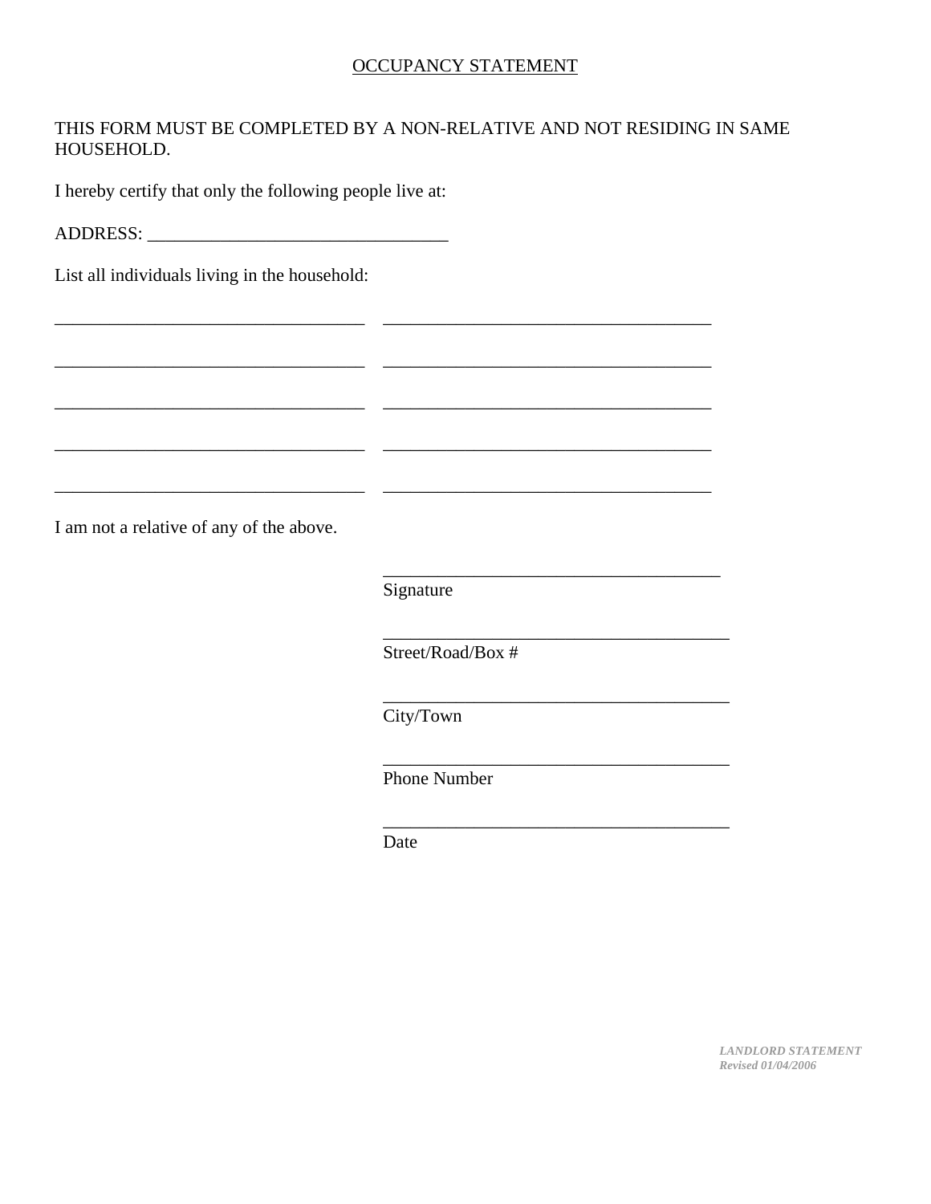<u>OCCUPANCY STATEMENT</u>

THIS FORM MUST BE COMPLETED BY A NON-RELATIVE AND NOT RESIDING IN SAME HOUSEHOLD.

I hereby certify that only the following people live at:

ADDRESS: _________________________________

List all individuals living in the household:

__________________________________ ____________________________________

__________________________________ ____________________________________

__________________________________ ____________________________________

__________________________________ ____________________________________

__________________________________ ____________________________________

I am not a relative of any of the above.

_____________________________________
Signature

______________________________________
Street/Road/Box #

______________________________________
City/Town

______________________________________
Phone Number

______________________________________
Date

*LANDLORD STATEMENT*
*Revised 01/04/2006*